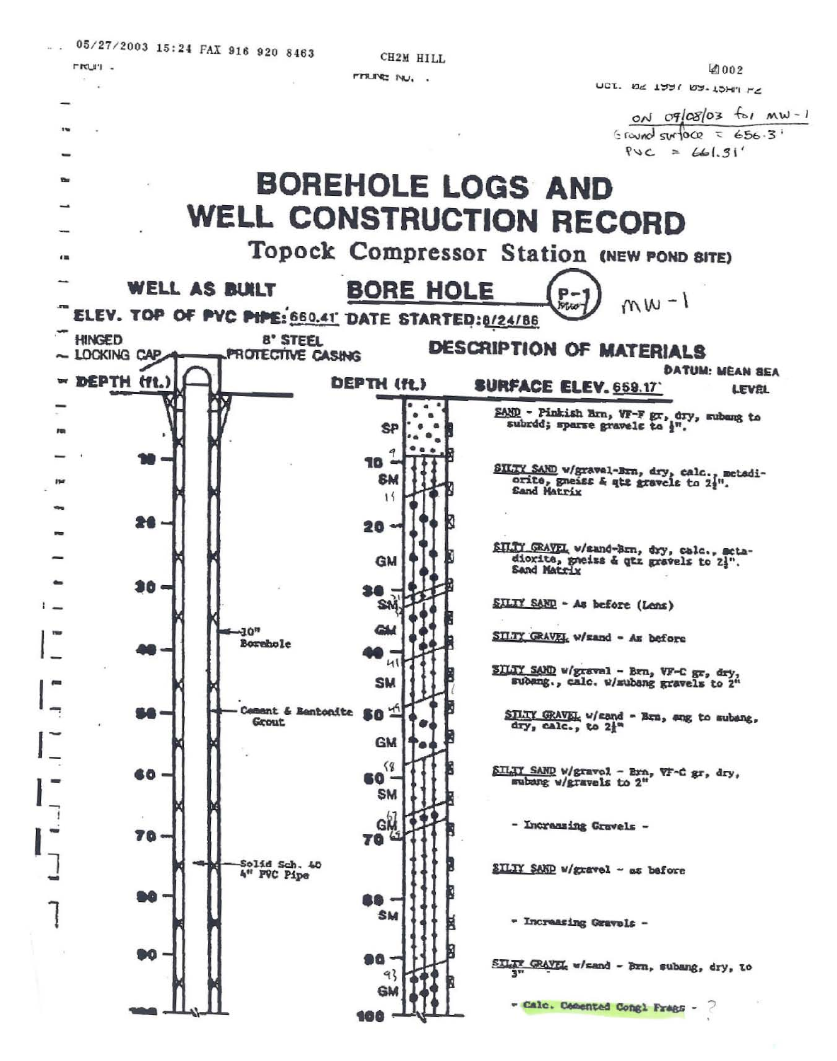05/27/2003 15:24 FAX 916 920 8463 CH2M HILL

FROM . PHONE NO. .

002

OCT. 02 1997 09:15AM P2

ON 09/08/03 for MW-1
Ground surface = 656.3'
PVC = 661.31'

# BOREHOLE LOGS AND WELL CONSTRUCTION RECORD

## Topock Compressor Station (NEW POND SITE)

**WELL AS BUILT** **BORE HOLE** (P-1) MW-1

**ELEV. TOP OF PVC PIPE:** 660.41' **DATE STARTED:** 8/24/86

HINGED LOCKING CAP

8" STEEL PROTECTIVE CASING

10" Borehole

Cement & Bentonite Grout

Solid Sch. 40 4" PVC Pipe

**DESCRIPTION OF MATERIALS**

**DATUM: MEAN SEA LEVEL**

**SURFACE ELEV.** 659.17'

| DEPTH (ft.) | Symbol | Description |
|---|---|---|
| 0–9 | SP | SAND - Pinkish Brn, VF-F gr, dry, subang to subrdd; sparse gravels to ½". |
| 9–15 | SM | SILTY SAND w/gravel-Brn, dry, calc., metadiorite, gneiss & qtz gravels to 2½". Sand Matrix |
| 15–31 | GM | SILTY GRAVEL w/sand-Brn, dry, calc., metadiorite, gneiss & qtz gravels to 2½". Sand Matrix |
| 31 | SM | SILTY SAND - As before (Lens) |
| 31–41 | GM | SILTY GRAVEL w/sand - As before |
| 41–49 | SM | SILTY SAND w/gravel - Brn, VF-C gr, dry, subang., calc. w/subang gravels to 2" |
| 49–58 | GM | SILTY GRAVEL w/sand - Brn, ang to subang, dry, calc., to 2½" |
| 58–67 | SM | SILTY SAND w/gravel - Brn, VF-C gr, dry, subang w/gravels to 2" |
| 67–69 | GM | - Increasing Gravels - |
| 69–93 | SM | SILTY SAND w/gravel - as before |
| | | - Increasing Gravels - |
| 93–100 | GM | SILTY GRAVEL w/sand - Brn, subang, dry, to 3" |
| | | - Calc. Cemented Congl Frags - ? |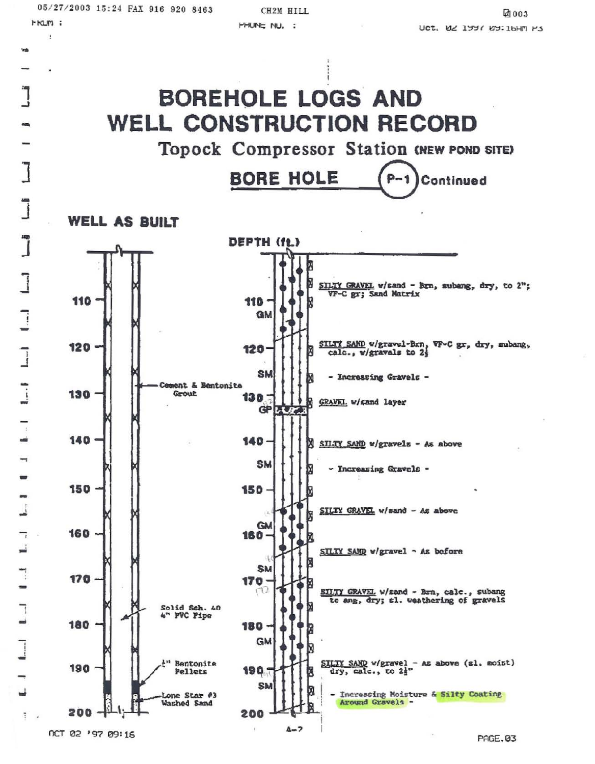# BOREHOLE LOGS AND WELL CONSTRUCTION RECORD

## Topock Compressor Station (NEW POND SITE)

### BORE HOLE (P-1) Continued

**WELL AS BUILT**

110

120

130

140

150

160

170

180

190

200

Cement & Bentonite Grout

Solid Sch. 40 4" PVC Pipe

¼" Bentonite Pellets

Lone Star #3 Washed Sand

**DEPTH (ft.)**

110 GM

120 SM

130 GP

140 SM

150

GM 160

SM 170

180 GM

190 SM

200

SILTY GRAVEL w/sand - Brn, subang, dry, to 2"; VF-C gr; Sand Matrix

SILTY SAND w/gravel-Brn, VF-C gr, dry, subang, calc., w/gravels to 2½

- Increasing Gravels -

GRAVEL w/sand layer

SILTY SAND w/gravels - As above

- Increasing Gravels -

SILTY GRAVEL w/sand - As above

SILTY SAND w/gravel - As before

SILTY GRAVEL w/sand - Brn, calc., subang to ang, dry; sl. weathering of gravels

SILTY SAND w/gravel - As above (sl. moist) dry, calc., to 2½"

- Increasing Moisture & Silty Coating Around Gravels -

A-2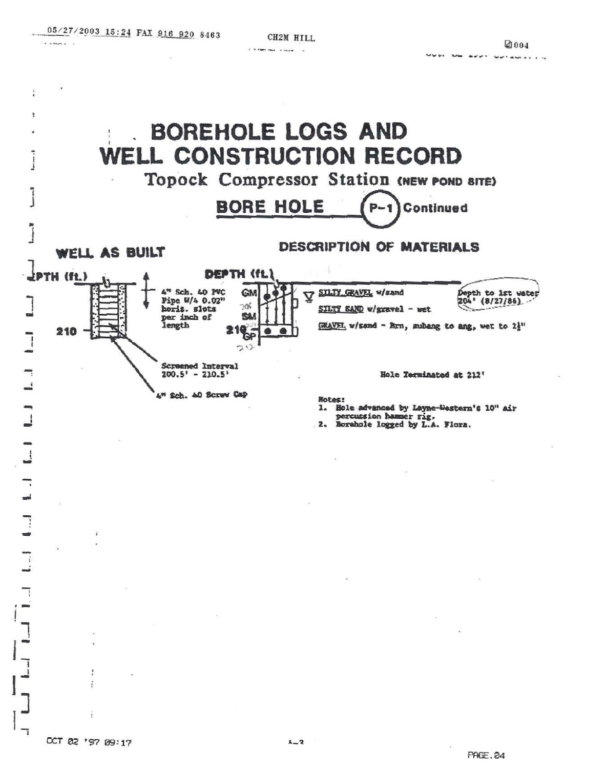# BOREHOLE LOGS AND WELL CONSTRUCTION RECORD

## Topock Compressor Station (NEW POND SITE)

### BORE HOLE (P-1) Continued

**WELL AS BUILT**

DEPTH (ft.)

210

4" Sch. 40 PVC Pipe W/4 0.02" horiz. slots per inch of length

Screened Interval 200.5' - 210.5'

4" Sch. 40 Screw Cap

**DESCRIPTION OF MATERIALS**

DEPTH (ft.)

GM — SILTY GRAVEL w/sand

206

SM — SILTY SAND w/gravel - wet

210

GP — GRAVEL w/sand - Brn, subang to ang, wet to 2½"

212

Depth to 1st water 204' (8/27/86)

Hole Terminated at 212'

Notes:
1. Hole advanced by Layne-Western's 10" air percussion hammer rig.
2. Borehole logged by L.A. Flora.